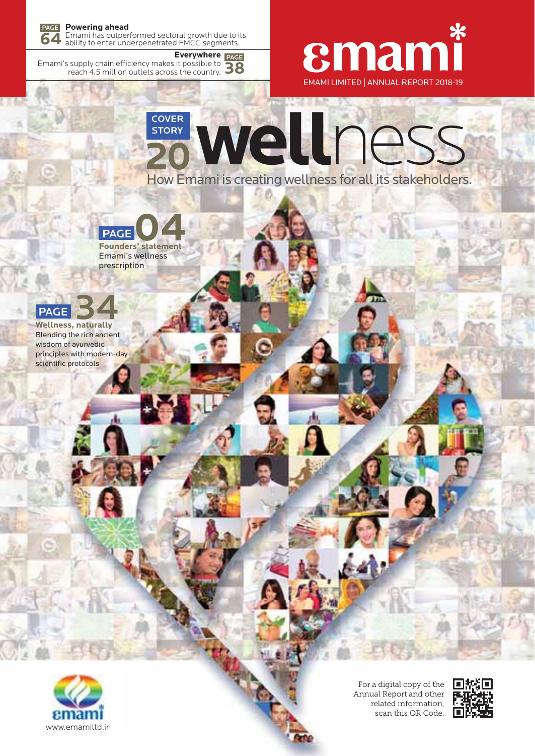PAGE 64 **Powering ahead**
Emami has outperformed sectoral growth due to its ability to enter underpenetrated FMCG segments.

**Everywhere** PAGE 38
Emami's supply chain efficiency makes it possible to reach 4.5 million outlets across the country.

emami

EMAMI LIMITED | ANNUAL REPORT 2018-19

# COVER STORY 20 wellness

How Emami is creating wellness for all its stakeholders.

PAGE 04
**Founders' statement**
Emami's wellness prescription

PAGE 34
**Wellness, naturally**
Blending the rich ancient wisdom of ayurvedic principles with modern-day scientific protocols

emami
www.emamiltd.in

For a digital copy of the Annual Report and other related information, scan this QR Code.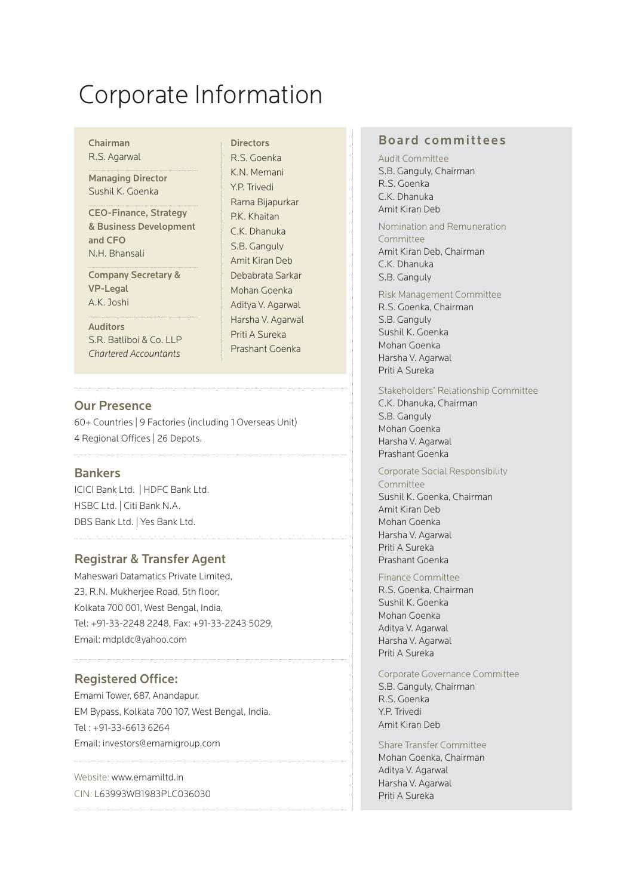# Corporate Information

**Chairman**
R.S. Agarwal

**Managing Director**
Sushil K. Goenka

**CEO-Finance, Strategy & Business Development and CFO**
N.H. Bhansali

**Company Secretary & VP-Legal**
A.K. Joshi

**Auditors**
S.R. Batliboi & Co. LLP
*Chartered Accountants*

**Directors**
R.S. Goenka
K.N. Memani
Y.P. Trivedi
Rama Bijapurkar
P.K. Khaitan
C.K. Dhanuka
S.B. Ganguly
Amit Kiran Deb
Debabrata Sarkar
Mohan Goenka
Aditya V. Agarwal
Harsha V. Agarwal
Priti A Sureka
Prashant Goenka

## Our Presence

60+ Countries | 9 Factories (including 1 Overseas Unit)
4 Regional Offices | 26 Depots.

## Bankers

ICICI Bank Ltd. | HDFC Bank Ltd.
HSBC Ltd. | Citi Bank N.A.
DBS Bank Ltd. | Yes Bank Ltd.

## Registrar & Transfer Agent

Maheswari Datamatics Private Limited,
23, R.N. Mukherjee Road, 5th floor,
Kolkata 700 001, West Bengal, India,
Tel: +91-33-2248 2248, Fax: +91-33-2243 5029,
Email: mdpldc@yahoo.com

## Registered Office:

Emami Tower, 687, Anandapur,
EM Bypass, Kolkata 700 107, West Bengal, India.
Tel : +91-33-6613 6264
Email: investors@emamigroup.com

Website: www.emamiltd.in
CIN: L63993WB1983PLC036030

## Board committees

**Audit Committee**
S.B. Ganguly, Chairman
R.S. Goenka
C.K. Dhanuka
Amit Kiran Deb

**Nomination and Remuneration Committee**
Amit Kiran Deb, Chairman
C.K. Dhanuka
S.B. Ganguly

**Risk Management Committee**
R.S. Goenka, Chairman
S.B. Ganguly
Sushil K. Goenka
Mohan Goenka
Harsha V. Agarwal
Priti A Sureka

**Stakeholders' Relationship Committee**
C.K. Dhanuka, Chairman
S.B. Ganguly
Mohan Goenka
Harsha V. Agarwal
Prashant Goenka

**Corporate Social Responsibility Committee**
Sushil K. Goenka, Chairman
Amit Kiran Deb
Mohan Goenka
Harsha V. Agarwal
Priti A Sureka
Prashant Goenka

**Finance Committee**
R.S. Goenka, Chairman
Sushil K. Goenka
Mohan Goenka
Aditya V. Agarwal
Harsha V. Agarwal
Priti A Sureka

**Corporate Governance Committee**
S.B. Ganguly, Chairman
R.S. Goenka
Y.P. Trivedi
Amit Kiran Deb

**Share Transfer Committee**
Mohan Goenka, Chairman
Aditya V. Agarwal
Harsha V. Agarwal
Priti A Sureka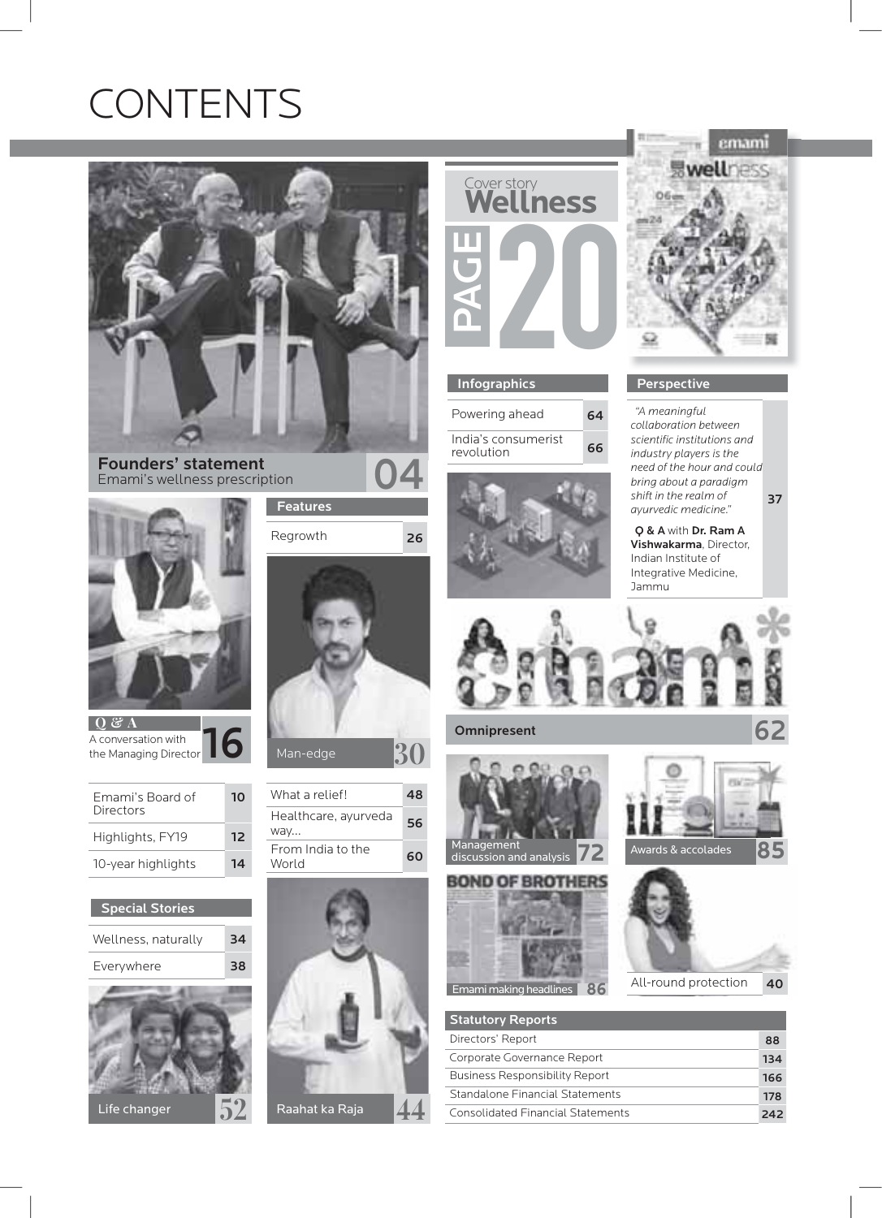# CONTENTS

**Founders' statement**
Emami's wellness prescription — 04

**Cover story**
**Wellness**
PAGE 20

**Q & A**
A conversation with the Managing Director — 16

| | |
|---|---|
| Emami's Board of Directors | 10 |
| Highlights, FY19 | 12 |
| 10-year highlights | 14 |

**Special Stories**

| | |
|---|---|
| Wellness, naturally | 34 |
| Everywhere | 38 |

Life changer — 52

**Features**

| | |
|---|---|
| Regrowth | 26 |

Man-edge — 30

| | |
|---|---|
| What a relief! | 48 |
| Healthcare, ayurveda way... | 56 |
| From India to the World | 60 |

Raahat ka Raja — 44

**Infographics**

| | |
|---|---|
| Powering ahead | 64 |
| India's consumerist revolution | 66 |

**Perspective**

*"A meaningful collaboration between scientific institutions and industry players is the need of the hour and could bring about a paradigm shift in the realm of ayurvedic medicine."*

**Q & A** with **Dr. Ram A Vishwakarma**, Director, Indian Institute of Integrative Medicine, Jammu — 37

Omnipresent — 62

Management discussion and analysis — 72

Awards & accolades — 85

Emami making headlines — 86

All-round protection — 40

**Statutory Reports**

| | |
|---|---|
| Directors' Report | 88 |
| Corporate Governance Report | 134 |
| Business Responsibility Report | 166 |
| Standalone Financial Statements | 178 |
| Consolidated Financial Statements | 242 |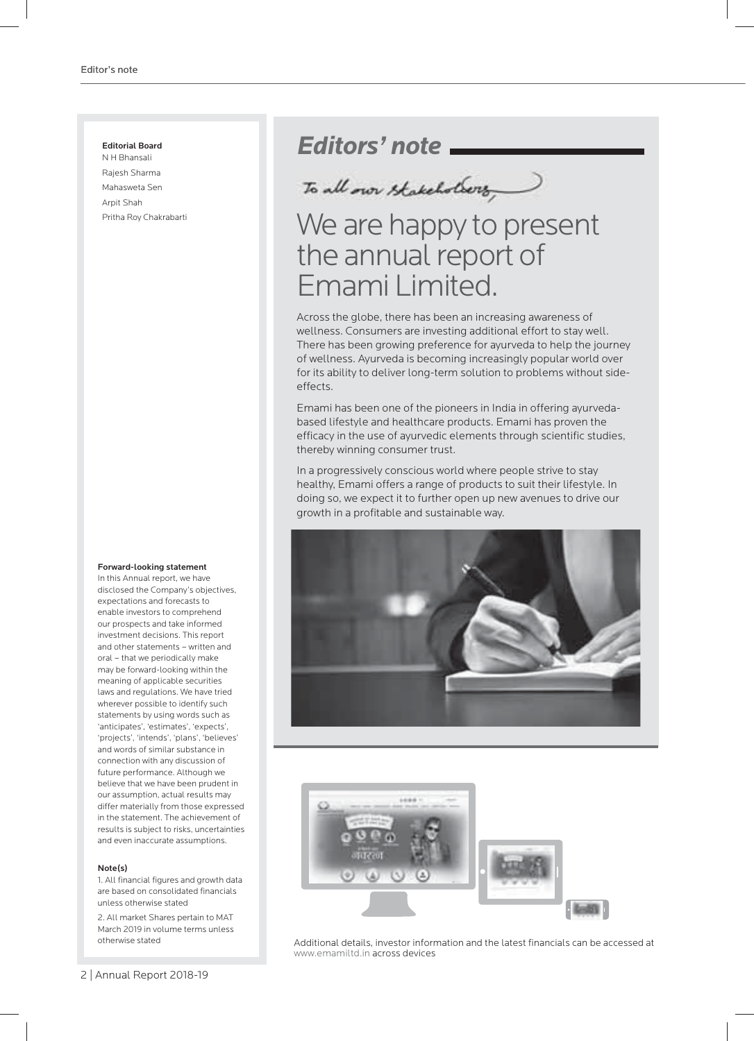**Editorial Board**
N H Bhansali
Rajesh Sharma
Mahasweta Sen
Arpit Shah
Pritha Roy Chakrabarti

# *Editors' note*

To all our stakeholders,

## We are happy to present the annual report of Emami Limited.

Across the globe, there has been an increasing awareness of wellness. Consumers are investing additional effort to stay well. There has been growing preference for ayurveda to help the journey of wellness. Ayurveda is becoming increasingly popular world over for its ability to deliver long-term solution to problems without side-effects.

Emami has been one of the pioneers in India in offering ayurveda-based lifestyle and healthcare products. Emami has proven the efficacy in the use of ayurvedic elements through scientific studies, thereby winning consumer trust.

In a progressively conscious world where people strive to stay healthy, Emami offers a range of products to suit their lifestyle. In doing so, we expect it to further open up new avenues to drive our growth in a profitable and sustainable way.

Additional details, investor information and the latest financials can be accessed at www.emamiltd.in across devices

**Forward-looking statement**

In this Annual report, we have disclosed the Company's objectives, expectations and forecasts to enable investors to comprehend our prospects and take informed investment decisions. This report and other statements – written and oral – that we periodically make may be forward-looking within the meaning of applicable securities laws and regulations. We have tried wherever possible to identify such statements by using words such as 'anticipates', 'estimates', 'expects', 'projects', 'intends', 'plans', 'believes' and words of similar substance in connection with any discussion of future performance. Although we believe that we have been prudent in our assumption, actual results may differ materially from those expressed in the statement. The achievement of results is subject to risks, uncertainties and even inaccurate assumptions.

**Note(s)**

1. All financial figures and growth data are based on consolidated financials unless otherwise stated
2. All market Shares pertain to MAT March 2019 in volume terms unless otherwise stated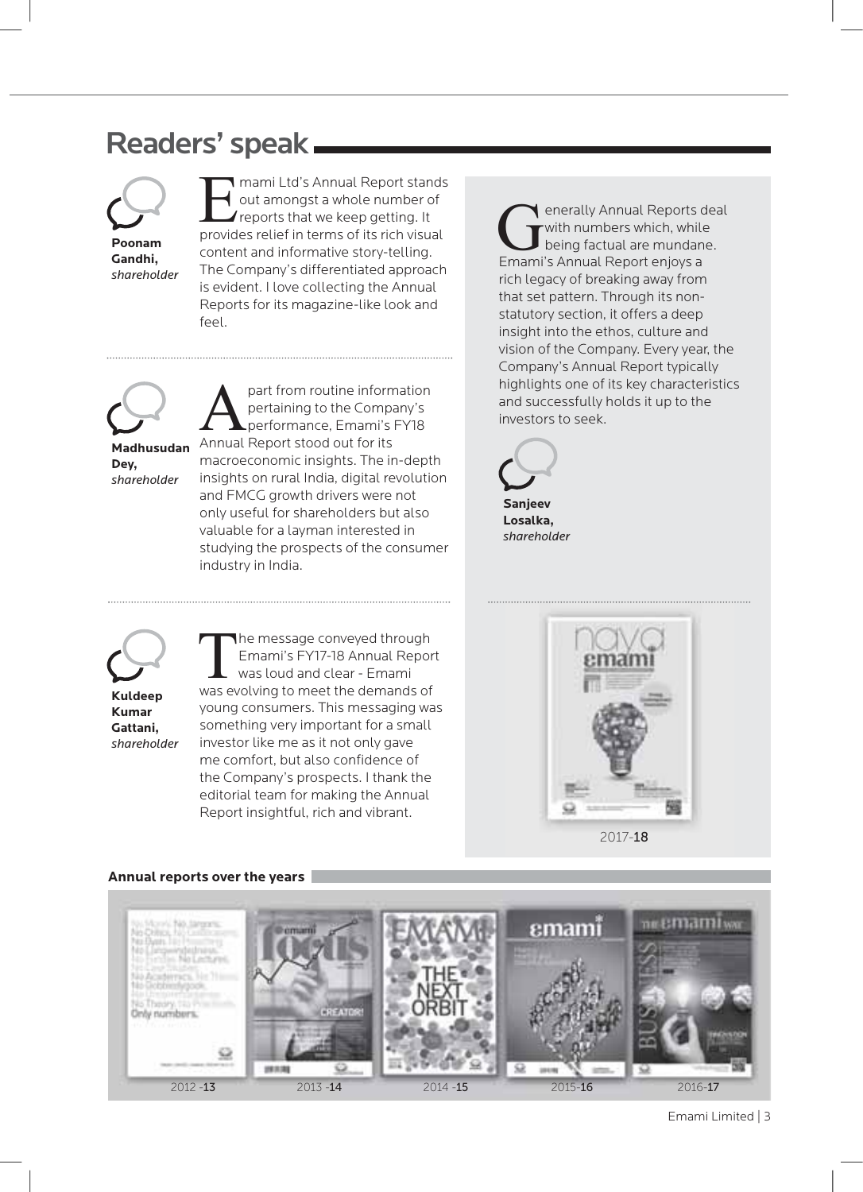# Readers' speak

Emami Ltd's Annual Report stands out amongst a whole number of reports that we keep getting. It provides relief in terms of its rich visual content and informative story-telling. The Company's differentiated approach is evident. I love collecting the Annual Reports for its magazine-like look and feel.

**Poonam Gandhi,**
*shareholder*

Apart from routine information pertaining to the Company's performance, Emami's FY18 Annual Report stood out for its macroeconomic insights. The in-depth insights on rural India, digital revolution and FMCG growth drivers were not only useful for shareholders but also valuable for a layman interested in studying the prospects of the consumer industry in India.

**Madhusudan Dey,**
*shareholder*

The message conveyed through Emami's FY17-18 Annual Report was loud and clear - Emami was evolving to meet the demands of young consumers. This messaging was something very important for a small investor like me as it not only gave me comfort, but also confidence of the Company's prospects. I thank the editorial team for making the Annual Report insightful, rich and vibrant.

**Kuldeep Kumar Gattani,**
*shareholder*

Generally Annual Reports deal with numbers which, while being factual are mundane. Emami's Annual Report enjoys a rich legacy of breaking away from that set pattern. Through its non-statutory section, it offers a deep insight into the ethos, culture and vision of the Company. Every year, the Company's Annual Report typically highlights one of its key characteristics and successfully holds it up to the investors to seek.

**Sanjeev Losalka,**
*shareholder*

2017-18

**Annual reports over the years**

2012 -13

2013 -14

2014 -15

2015-16

2016-17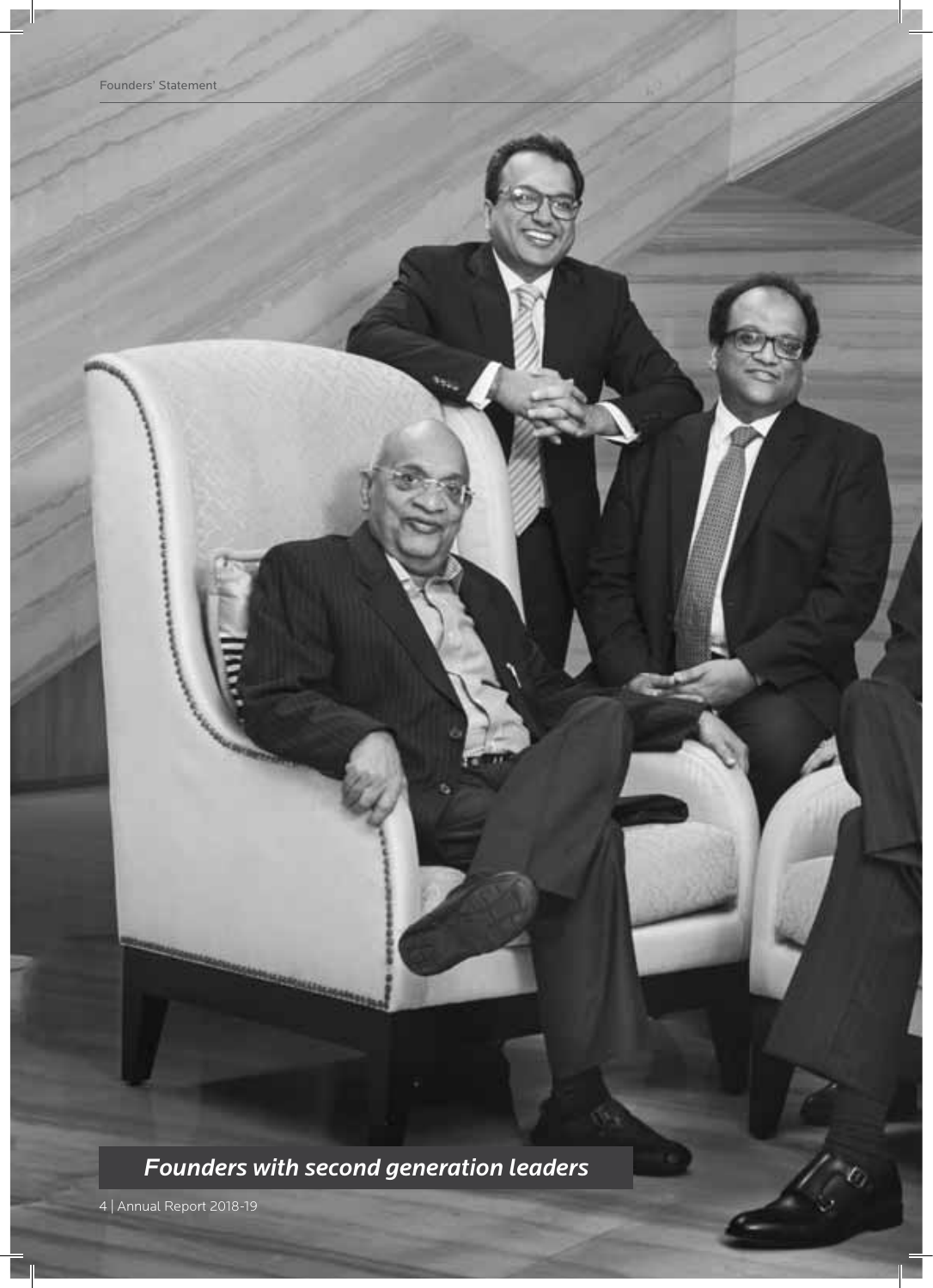*Founders with second generation leaders*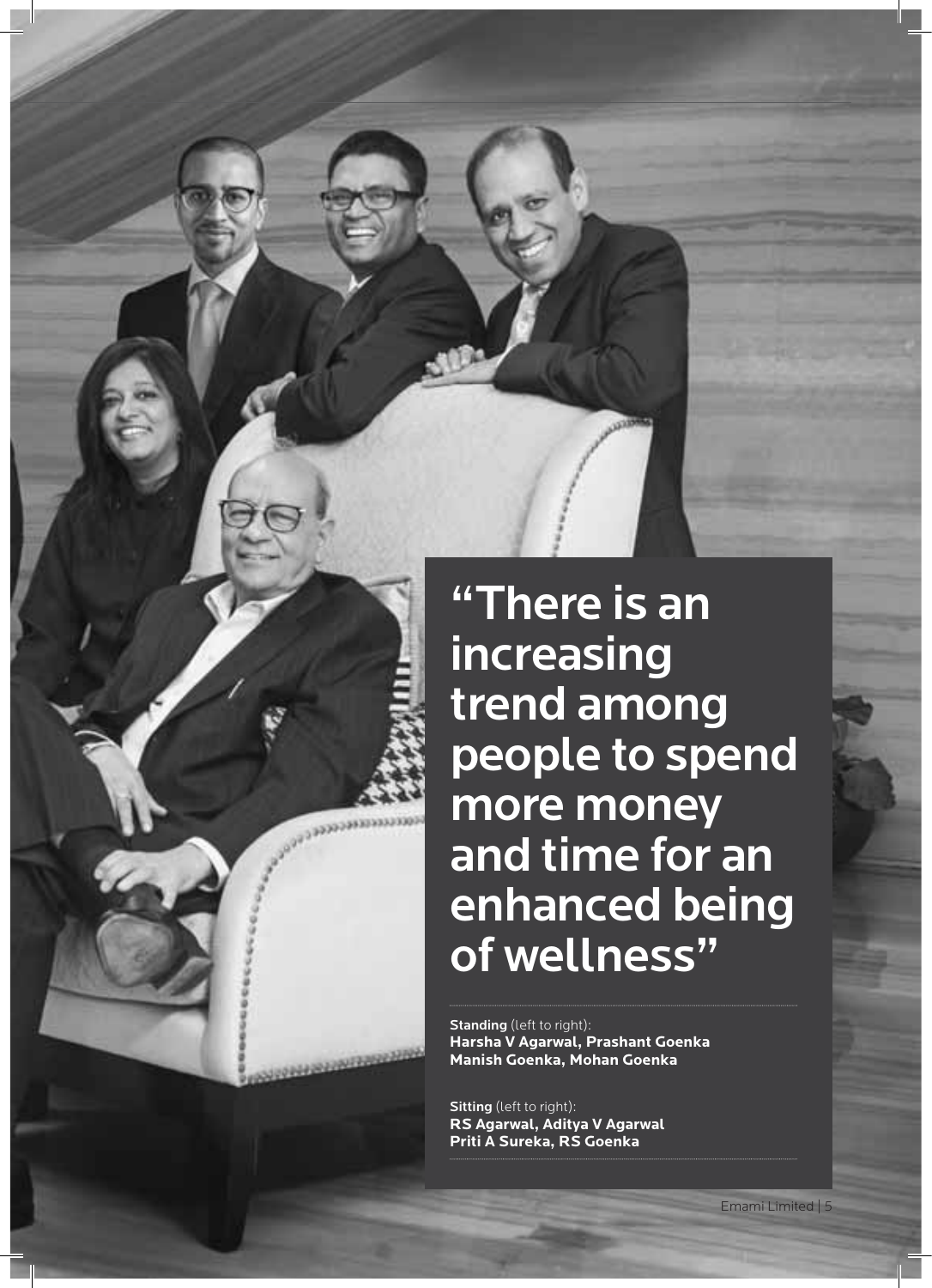# "There is an increasing trend among people to spend more money and time for an enhanced being of wellness"

**Standing** (left to right):
**Harsha V Agarwal, Prashant Goenka**
**Manish Goenka, Mohan Goenka**

**Sitting** (left to right):
**RS Agarwal, Aditya V Agarwal**
**Priti A Sureka, RS Goenka**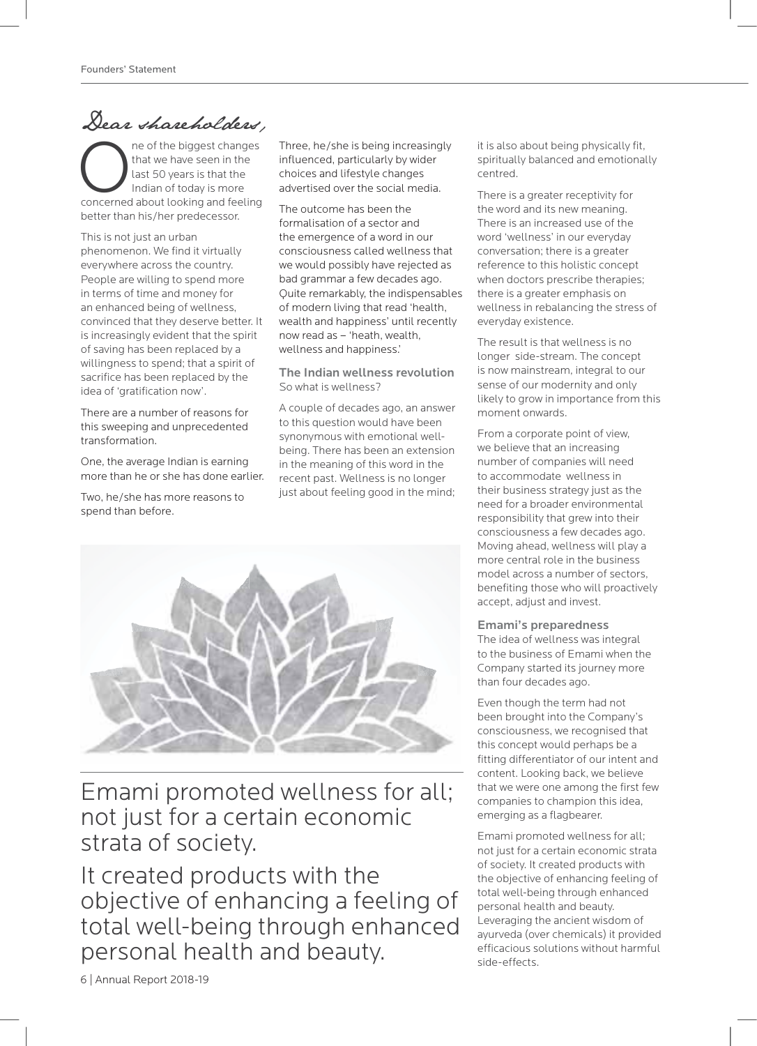# Dear shareholders,

One of the biggest changes that we have seen in the last 50 years is that the Indian of today is more concerned about looking and feeling better than his/her predecessor.

This is not just an urban phenomenon. We find it virtually everywhere across the country. People are willing to spend more in terms of time and money for an enhanced being of wellness, convinced that they deserve better. It is increasingly evident that the spirit of saving has been replaced by a willingness to spend; that a spirit of sacrifice has been replaced by the idea of 'gratification now'.

There are a number of reasons for this sweeping and unprecedented transformation.

One, the average Indian is earning more than he or she has done earlier.

Two, he/she has more reasons to spend than before.

Three, he/she is being increasingly influenced, particularly by wider choices and lifestyle changes advertised over the social media.

The outcome has been the formalisation of a sector and the emergence of a word in our consciousness called wellness that we would possibly have rejected as bad grammar a few decades ago. Quite remarkably, the indispensables of modern living that read 'health, wealth and happiness' until recently now read as – 'heath, wealth, wellness and happiness.'

### The Indian wellness revolution

So what is wellness?

A couple of decades ago, an answer to this question would have been synonymous with emotional well-being. There has been an extension in the meaning of this word in the recent past. Wellness is no longer just about feeling good in the mind; it is also about being physically fit, spiritually balanced and emotionally centred.

There is a greater receptivity for the word and its new meaning. There is an increased use of the word 'wellness' in our everyday conversation; there is a greater reference to this holistic concept when doctors prescribe therapies; there is a greater emphasis on wellness in rebalancing the stress of everyday existence.

The result is that wellness is no longer side-stream. The concept is now mainstream, integral to our sense of our modernity and only likely to grow in importance from this moment onwards.

From a corporate point of view, we believe that an increasing number of companies will need to accommodate wellness in their business strategy just as the need for a broader environmental responsibility that grew into their consciousness a few decades ago. Moving ahead, wellness will play a more central role in the business model across a number of sectors, benefiting those who will proactively accept, adjust and invest.

### Emami's preparedness

The idea of wellness was integral to the business of Emami when the Company started its journey more than four decades ago.

Even though the term had not been brought into the Company's consciousness, we recognised that this concept would perhaps be a fitting differentiator of our intent and content. Looking back, we believe that we were one among the first few companies to champion this idea, emerging as a flagbearer.

Emami promoted wellness for all; not just for a certain economic strata of society. It created products with the objective of enhancing feeling of total well-being through enhanced personal health and beauty. Leveraging the ancient wisdom of ayurveda (over chemicals) it provided efficacious solutions without harmful side-effects.

> Emami promoted wellness for all; not just for a certain economic strata of society.
>
> It created products with the objective of enhancing a feeling of total well-being through enhanced personal health and beauty.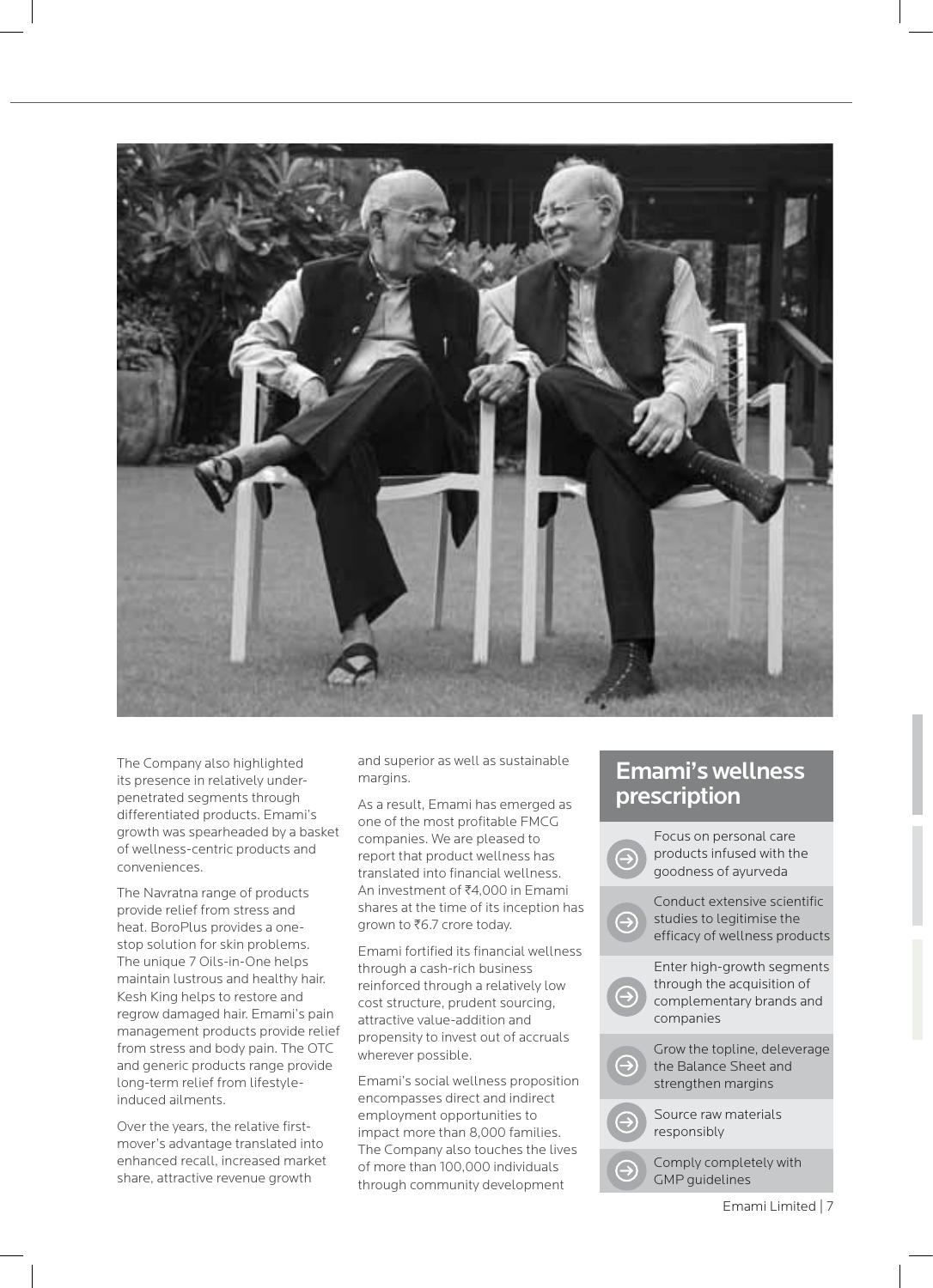The Company also highlighted its presence in relatively under-penetrated segments through differentiated products. Emami's growth was spearheaded by a basket of wellness-centric products and conveniences.

The Navratna range of products provide relief from stress and heat. BoroPlus provides a one-stop solution for skin problems. The unique 7 Oils-in-One helps maintain lustrous and healthy hair. Kesh King helps to restore and regrow damaged hair. Emami's pain management products provide relief from stress and body pain. The OTC and generic products range provide long-term relief from lifestyle-induced ailments.

Over the years, the relative first-mover's advantage translated into enhanced recall, increased market share, attractive revenue growth and superior as well as sustainable margins.

As a result, Emami has emerged as one of the most profitable FMCG companies. We are pleased to report that product wellness has translated into financial wellness. An investment of ₹4,000 in Emami shares at the time of its inception has grown to ₹6.7 crore today.

Emami fortified its financial wellness through a cash-rich business reinforced through a relatively low cost structure, prudent sourcing, attractive value-addition and propensity to invest out of accruals wherever possible.

Emami's social wellness proposition encompasses direct and indirect employment opportunities to impact more than 8,000 families. The Company also touches the lives of more than 100,000 individuals through community development

## Emami's wellness prescription

- Focus on personal care products infused with the goodness of ayurveda
- Conduct extensive scientific studies to legitimise the efficacy of wellness products
- Enter high-growth segments through the acquisition of complementary brands and companies
- Grow the topline, deleverage the Balance Sheet and strengthen margins
- Source raw materials responsibly
- Comply completely with GMP guidelines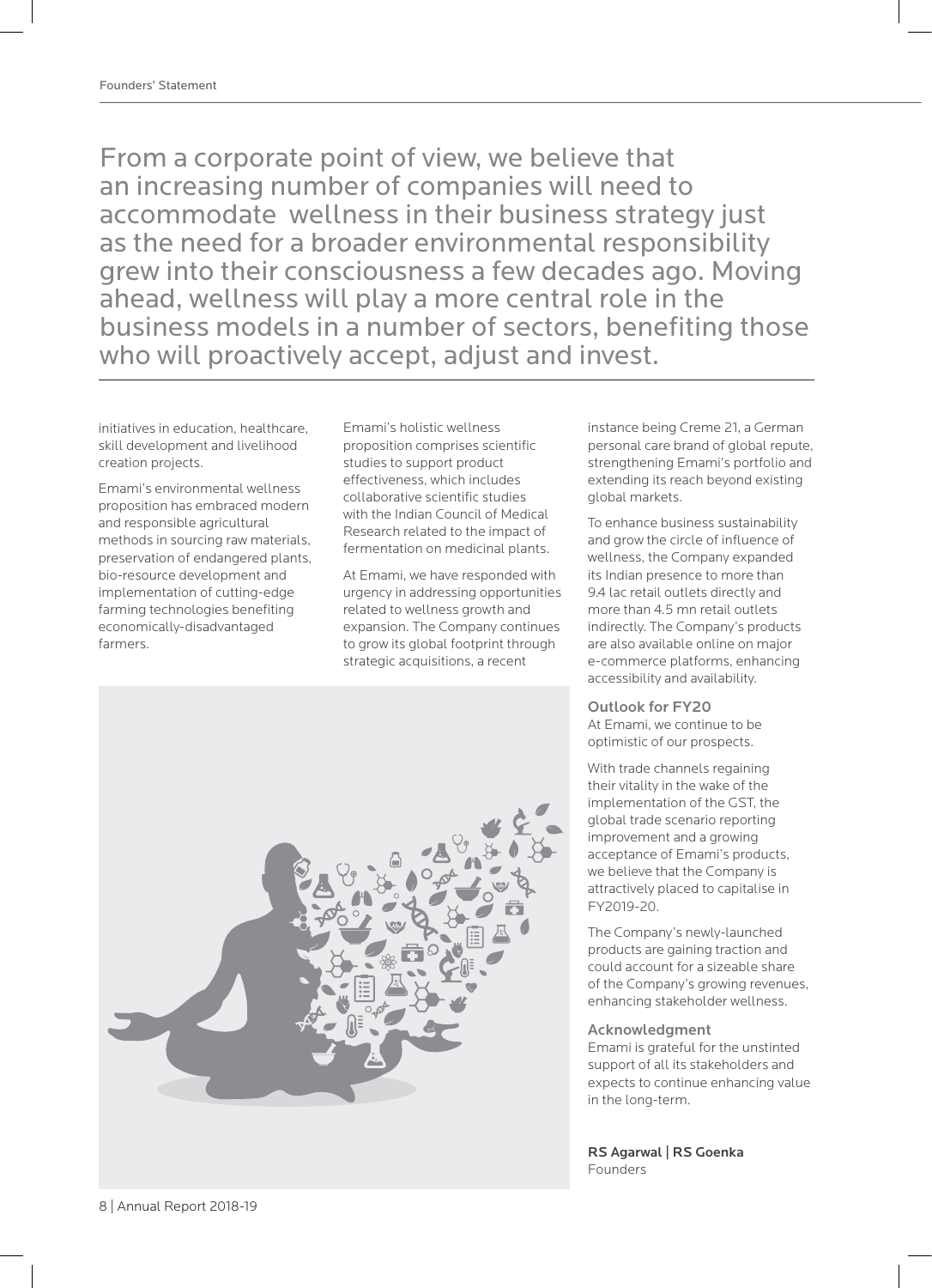From a corporate point of view, we believe that an increasing number of companies will need to accommodate wellness in their business strategy just as the need for a broader environmental responsibility grew into their consciousness a few decades ago. Moving ahead, wellness will play a more central role in the business models in a number of sectors, benefiting those who will proactively accept, adjust and invest.

initiatives in education, healthcare, skill development and livelihood creation projects.

Emami's environmental wellness proposition has embraced modern and responsible agricultural methods in sourcing raw materials, preservation of endangered plants, bio-resource development and implementation of cutting-edge farming technologies benefiting economically-disadvantaged farmers.

Emami's holistic wellness proposition comprises scientific studies to support product effectiveness, which includes collaborative scientific studies with the Indian Council of Medical Research related to the impact of fermentation on medicinal plants.

At Emami, we have responded with urgency in addressing opportunities related to wellness growth and expansion. The Company continues to grow its global footprint through strategic acquisitions, a recent instance being Creme 21, a German personal care brand of global repute, strengthening Emami's portfolio and extending its reach beyond existing global markets.

To enhance business sustainability and grow the circle of influence of wellness, the Company expanded its Indian presence to more than 9.4 lac retail outlets directly and more than 4.5 mn retail outlets indirectly. The Company's products are also available online on major e-commerce platforms, enhancing accessibility and availability.

### Outlook for FY20

At Emami, we continue to be optimistic of our prospects.

With trade channels regaining their vitality in the wake of the implementation of the GST, the global trade scenario reporting improvement and a growing acceptance of Emami's products, we believe that the Company is attractively placed to capitalise in FY2019-20.

The Company's newly-launched products are gaining traction and could account for a sizeable share of the Company's growing revenues, enhancing stakeholder wellness.

### Acknowledgment

Emami is grateful for the unstinted support of all its stakeholders and expects to continue enhancing value in the long-term.

**RS Agarwal | RS Goenka**
Founders